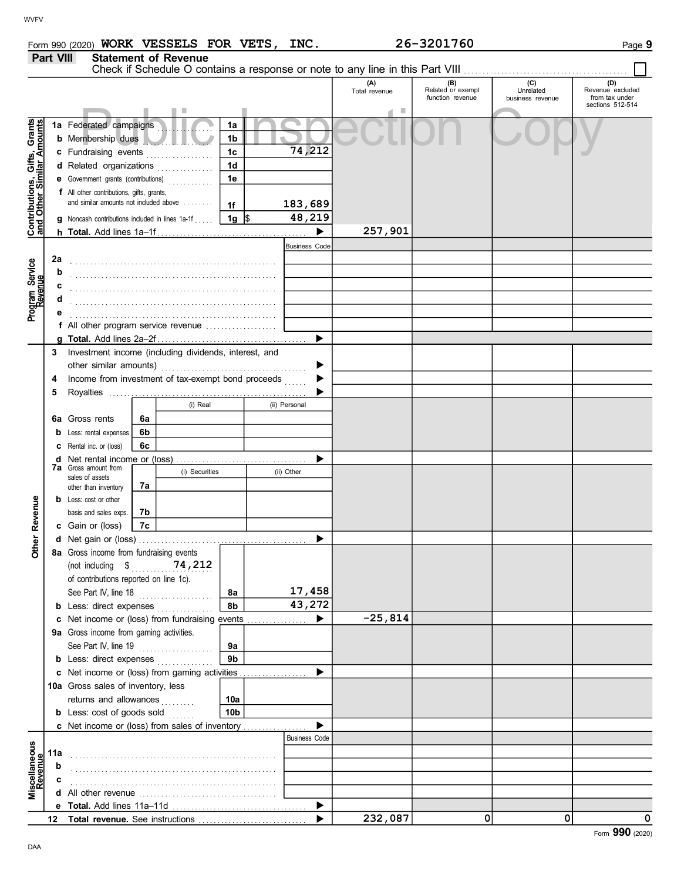Form 990 (2020) **WORK VESSELS FOR VETS, INC.** **26-3201760** Page **9**

## Part VIII Statement of Revenue

Check if Schedule O contains a response or note to any line in this Part VIII ☐

| | | | (A) Total revenue | (B) Related or exempt function revenue | (C) Unrelated business revenue | (D) Revenue excluded from tax under sections 512-514 |
|---|---|---|---|---|---|---|
| **Contributions, Gifts, Grants and Other Similar Amounts** | | | | | | |
| 1a Federated campaigns | 1a | | | | | |
| b Membership dues | 1b | | | | | |
| c Fundraising events | 1c | 74,212 | | | | |
| d Related organizations | 1d | | | | | |
| e Government grants (contributions) | 1e | | | | | |
| f All other contributions, gifts, grants, and similar amounts not included above | 1f | 183,689 | | | | |
| g Noncash contributions included in lines 1a-1f | 1g | $ 48,219 | | | | |
| h **Total.** Add lines 1a–1f | | ▶ | 257,901 | | | |
| **Program Service Revenue** | | Business Code | | | | |
| 2a | | | | | | |
| b | | | | | | |
| c | | | | | | |
| d | | | | | | |
| e | | | | | | |
| f All other program service revenue | | | | | | |
| g **Total.** Add lines 2a–2f | | ▶ | | | | |
| **Other Revenue** | | | | | | |
| 3 Investment income (including dividends, interest, and other similar amounts) | | ▶ | | | | |
| 4 Income from investment of tax-exempt bond proceeds | | ▶ | | | | |
| 5 Royalties | | ▶ | | | | |
| | (i) Real | (ii) Personal | | | | |
| 6a Gross rents 6a | | | | | | |
| b Less: rental expenses 6b | | | | | | |
| c Rental inc. or (loss) 6c | | | | | | |
| d Net rental income or (loss) | | ▶ | | | | |
| | (i) Securities | (ii) Other | | | | |
| 7a Gross amount from sales of assets other than inventory 7a | | | | | | |
| b Less: cost or other basis and sales exps. 7b | | | | | | |
| c Gain or (loss) 7c | | | | | | |
| d Net gain or (loss) | | ▶ | | | | |
| 8a Gross income from fundraising events (not including $ 74,212 of contributions reported on line 1c). See Part IV, line 18 | 8a | 17,458 | | | | |
| b Less: direct expenses | 8b | 43,272 | | | | |
| c Net income or (loss) from fundraising events | | ▶ | -25,814 | | | |
| 9a Gross income from gaming activities. See Part IV, line 19 | 9a | | | | | |
| b Less: direct expenses | 9b | | | | | |
| c Net income or (loss) from gaming activities | | ▶ | | | | |
| 10a Gross sales of inventory, less returns and allowances | 10a | | | | | |
| b Less: cost of goods sold | 10b | | | | | |
| c Net income or (loss) from sales of inventory | | ▶ | | | | |
| **Miscellaneous Revenue** | | Business Code | | | | |
| 11a | | | | | | |
| b | | | | | | |
| c | | | | | | |
| d All other revenue | | | | | | |
| e **Total.** Add lines 11a–11d | | ▶ | | | | |
| 12 **Total revenue.** See instructions | | ▶ | 232,087 | 0 | 0 | 0 |

Form **990** (2020)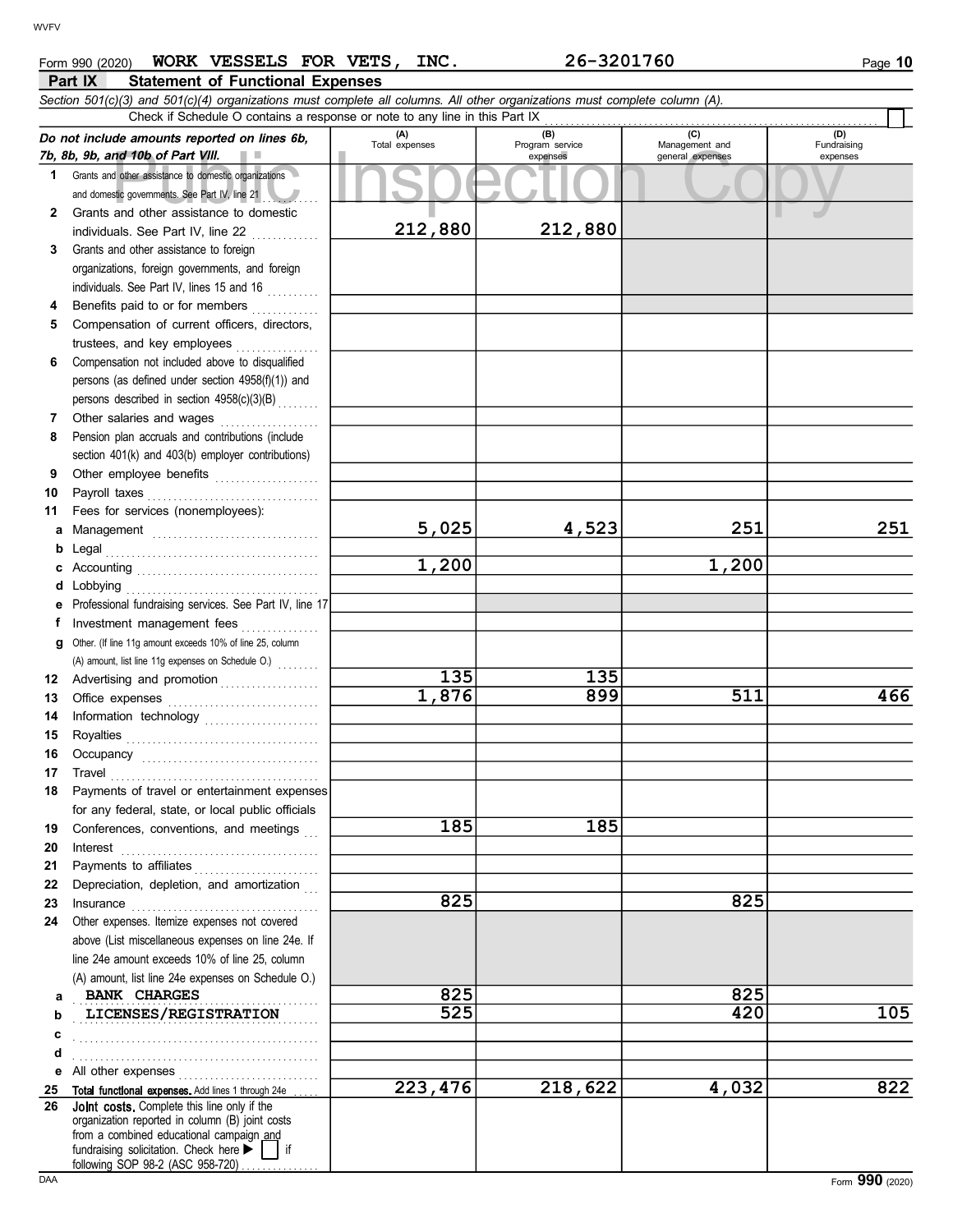Form 990 (2020) **WORK VESSELS FOR VETS, INC.** **26-3201760**

## Part IX Statement of Functional Expenses

*Section 501(c)(3) and 501(c)(4) organizations must complete all columns. All other organizations must complete column (A).*

Check if Schedule O contains a response or note to any line in this Part IX ☐

| *Do not include amounts reported on lines 6b, 7b, 8b, 9b, and 10b of Part VIII.* | (A) Total expenses | (B) Program service expenses | (C) Management and general expenses | (D) Fundraising expenses |
|---|---|---|---|---|
| 1 Grants and other assistance to domestic organizations and domestic governments. See Part IV, line 21 | | | | |
| 2 Grants and other assistance to domestic individuals. See Part IV, line 22 | 212,880 | 212,880 | | |
| 3 Grants and other assistance to foreign organizations, foreign governments, and foreign individuals. See Part IV, lines 15 and 16 | | | | |
| 4 Benefits paid to or for members | | | | |
| 5 Compensation of current officers, directors, trustees, and key employees | | | | |
| 6 Compensation not included above to disqualified persons (as defined under section 4958(f)(1)) and persons described in section 4958(c)(3)(B) | | | | |
| 7 Other salaries and wages | | | | |
| 8 Pension plan accruals and contributions (include section 401(k) and 403(b) employer contributions) | | | | |
| 9 Other employee benefits | | | | |
| 10 Payroll taxes | | | | |
| 11 Fees for services (nonemployees): | | | | |
| a Management | 5,025 | 4,523 | 251 | 251 |
| b Legal | | | | |
| c Accounting | 1,200 | | 1,200 | |
| d Lobbying | | | | |
| e Professional fundraising services. See Part IV, line 17 | | | | |
| f Investment management fees | | | | |
| g Other. (If line 11g amount exceeds 10% of line 25, column (A) amount, list line 11g expenses on Schedule O.) | | | | |
| 12 Advertising and promotion | 135 | 135 | | |
| 13 Office expenses | 1,876 | 899 | 511 | 466 |
| 14 Information technology | | | | |
| 15 Royalties | | | | |
| 16 Occupancy | | | | |
| 17 Travel | | | | |
| 18 Payments of travel or entertainment expenses for any federal, state, or local public officials | | | | |
| 19 Conferences, conventions, and meetings | 185 | 185 | | |
| 20 Interest | | | | |
| 21 Payments to affiliates | | | | |
| 22 Depreciation, depletion, and amortization | | | | |
| 23 Insurance | 825 | | 825 | |
| 24 Other expenses. Itemize expenses not covered above (List miscellaneous expenses on line 24e. If line 24e amount exceeds 10% of line 25, column (A) amount, list line 24e expenses on Schedule O.) | | | | |
| a BANK CHARGES | 825 | | 825 | |
| b LICENSES/REGISTRATION | 525 | | 420 | 105 |
| c | | | | |
| d | | | | |
| e All other expenses | | | | |
| 25 **Total functional expenses.** Add lines 1 through 24e | 223,476 | 218,622 | 4,032 | 822 |
| 26 **Joint costs.** Complete this line only if the organization reported in column (B) joint costs from a combined educational campaign and fundraising solicitation. Check here ▶ ☐ if following SOP 98-2 (ASC 958-720) | | | | |

Form **990** (2020)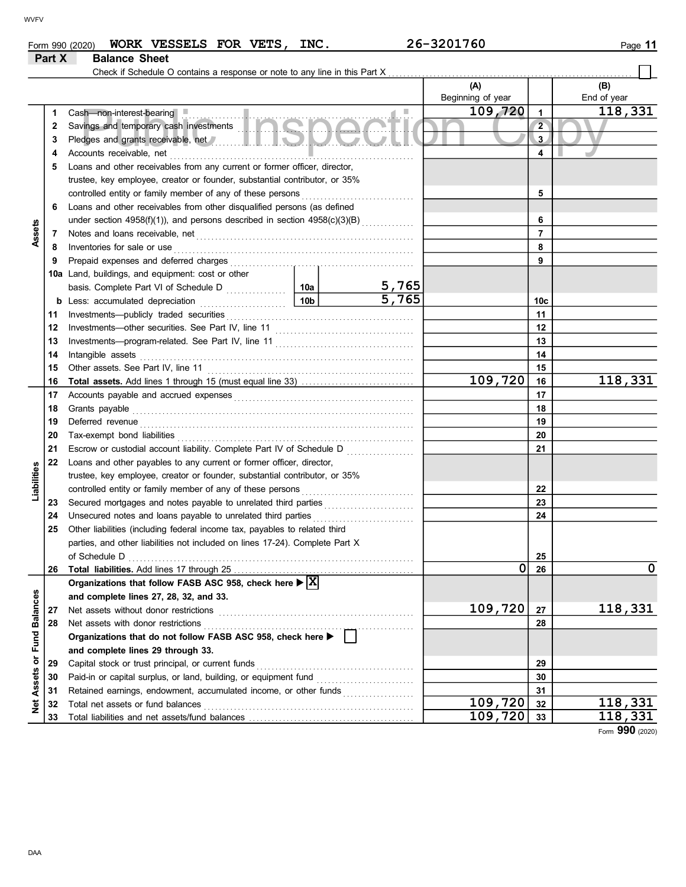Form 990 (2020) WORK VESSELS FOR VETS, INC. 26-3201760 Page 11

**Part X Balance Sheet**

Check if Schedule O contains a response or note to any line in this Part X . . . ☐

| | | | | (A) Beginning of year | | (B) End of year |
|---|---|---|---|---|---|---|
| **Assets** | 1 | Cash—non-interest-bearing | | 109,720 | 1 | 118,331 |
| | 2 | Savings and temporary cash investments | | | 2 | |
| | 3 | Pledges and grants receivable, net | | | 3 | |
| | 4 | Accounts receivable, net | | | 4 | |
| | 5 | Loans and other receivables from any current or former officer, director, trustee, key employee, creator or founder, substantial contributor, or 35% controlled entity or family member of any of these persons | | | 5 | |
| | 6 | Loans and other receivables from other disqualified persons (as defined under section 4958(f)(1)), and persons described in section 4958(c)(3)(B) | | | 6 | |
| | 7 | Notes and loans receivable, net | | | 7 | |
| | 8 | Inventories for sale or use | | | 8 | |
| | 9 | Prepaid expenses and deferred charges | | | 9 | |
| | 10a | Land, buildings, and equipment: cost or other basis. Complete Part VI of Schedule D | 10a 5,765 | | | |
| | b | Less: accumulated depreciation | 10b 5,765 | | 10c | |
| | 11 | Investments—publicly traded securities | | | 11 | |
| | 12 | Investments—other securities. See Part IV, line 11 | | | 12 | |
| | 13 | Investments—program-related. See Part IV, line 11 | | | 13 | |
| | 14 | Intangible assets | | | 14 | |
| | 15 | Other assets. See Part IV, line 11 | | | 15 | |
| | 16 | **Total assets.** Add lines 1 through 15 (must equal line 33) | | 109,720 | 16 | 118,331 |
| **Liabilities** | 17 | Accounts payable and accrued expenses | | | 17 | |
| | 18 | Grants payable | | | 18 | |
| | 19 | Deferred revenue | | | 19 | |
| | 20 | Tax-exempt bond liabilities | | | 20 | |
| | 21 | Escrow or custodial account liability. Complete Part IV of Schedule D | | | 21 | |
| | 22 | Loans and other payables to any current or former officer, director, trustee, key employee, creator or founder, substantial contributor, or 35% controlled entity or family member of any of these persons | | | 22 | |
| | 23 | Secured mortgages and notes payable to unrelated third parties | | | 23 | |
| | 24 | Unsecured notes and loans payable to unrelated third parties | | | 24 | |
| | 25 | Other liabilities (including federal income tax, payables to related third parties, and other liabilities not included on lines 17-24). Complete Part X of Schedule D | | | 25 | |
| | 26 | **Total liabilities.** Add lines 17 through 25 | | 0 | 26 | 0 |
| **Net Assets or Fund Balances** | | **Organizations that follow FASB ASC 958, check here ▶ ☒ and complete lines 27, 28, 32, and 33.** | | | | |
| | 27 | Net assets without donor restrictions | | 109,720 | 27 | 118,331 |
| | 28 | Net assets with donor restrictions | | | 28 | |
| | | **Organizations that do not follow FASB ASC 958, check here ▶ ☐ and complete lines 29 through 33.** | | | | |
| | 29 | Capital stock or trust principal, or current funds | | | 29 | |
| | 30 | Paid-in or capital surplus, or land, building, or equipment fund | | | 30 | |
| | 31 | Retained earnings, endowment, accumulated income, or other funds | | | 31 | |
| | 32 | Total net assets or fund balances | | 109,720 | 32 | 118,331 |
| | 33 | Total liabilities and net assets/fund balances | | 109,720 | 33 | 118,331 |

Form **990** (2020)